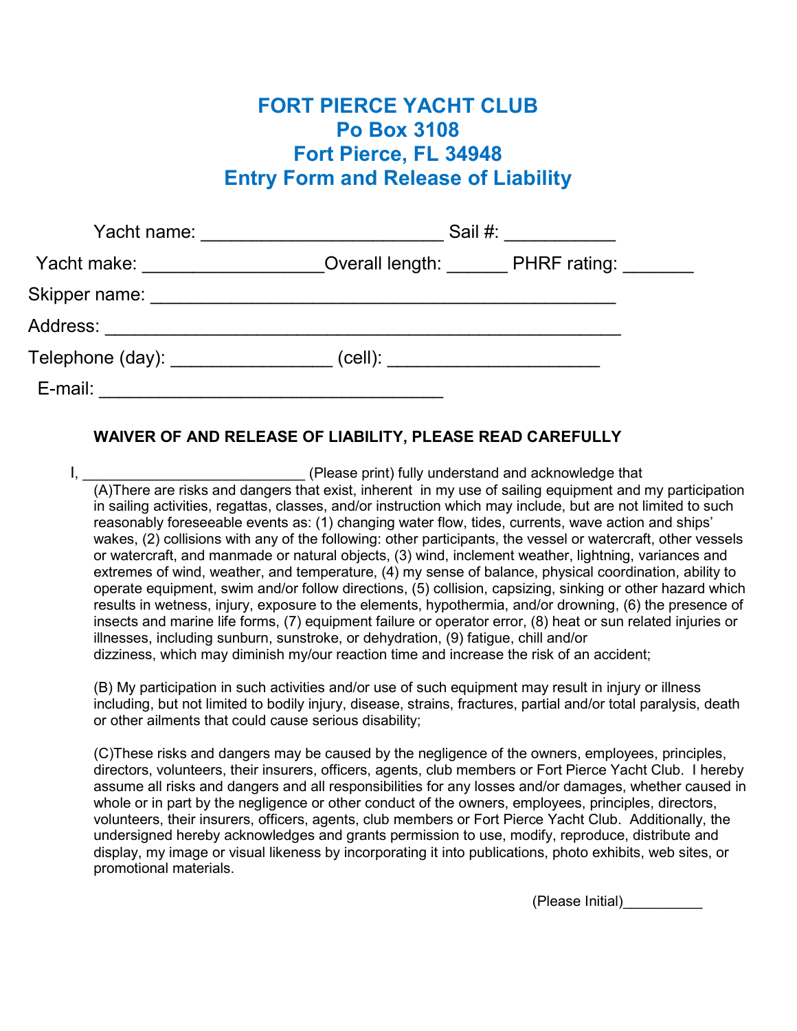# FORT PIERCE YACHT CLUB
## Po Box 3108
## Fort Pierce, FL 34948
## Entry Form and Release of Liability

Yacht name: ________________________ Sail #: ___________

Yacht make: __________________Overall length: ______ PHRF rating: _______

Skipper name: _______________________________________________

Address: ____________________________________________________

Telephone (day): ________________ (cell): _____________________

E-mail: __________________________________

**WAIVER OF AND RELEASE OF LIABILITY, PLEASE READ CAREFULLY**

I, __________________________ (Please print) fully understand and acknowledge that

(A)There are risks and dangers that exist, inherent in my use of sailing equipment and my participation in sailing activities, regattas, classes, and/or instruction which may include, but are not limited to such reasonably foreseeable events as: (1) changing water flow, tides, currents, wave action and ships' wakes, (2) collisions with any of the following: other participants, the vessel or watercraft, other vessels or watercraft, and manmade or natural objects, (3) wind, inclement weather, lightning, variances and extremes of wind, weather, and temperature, (4) my sense of balance, physical coordination, ability to operate equipment, swim and/or follow directions, (5) collision, capsizing, sinking or other hazard which results in wetness, injury, exposure to the elements, hypothermia, and/or drowning, (6) the presence of insects and marine life forms, (7) equipment failure or operator error, (8) heat or sun related injuries or illnesses, including sunburn, sunstroke, or dehydration, (9) fatigue, chill and/or dizziness, which may diminish my/our reaction time and increase the risk of an accident;

(B) My participation in such activities and/or use of such equipment may result in injury or illness including, but not limited to bodily injury, disease, strains, fractures, partial and/or total paralysis, death or other ailments that could cause serious disability;

(C)These risks and dangers may be caused by the negligence of the owners, employees, principles, directors, volunteers, their insurers, officers, agents, club members or Fort Pierce Yacht Club. I hereby assume all risks and dangers and all responsibilities for any losses and/or damages, whether caused in whole or in part by the negligence or other conduct of the owners, employees, principles, directors, volunteers, their insurers, officers, agents, club members or Fort Pierce Yacht Club. Additionally, the undersigned hereby acknowledges and grants permission to use, modify, reproduce, distribute and display, my image or visual likeness by incorporating it into publications, photo exhibits, web sites, or promotional materials.

(Please Initial)__________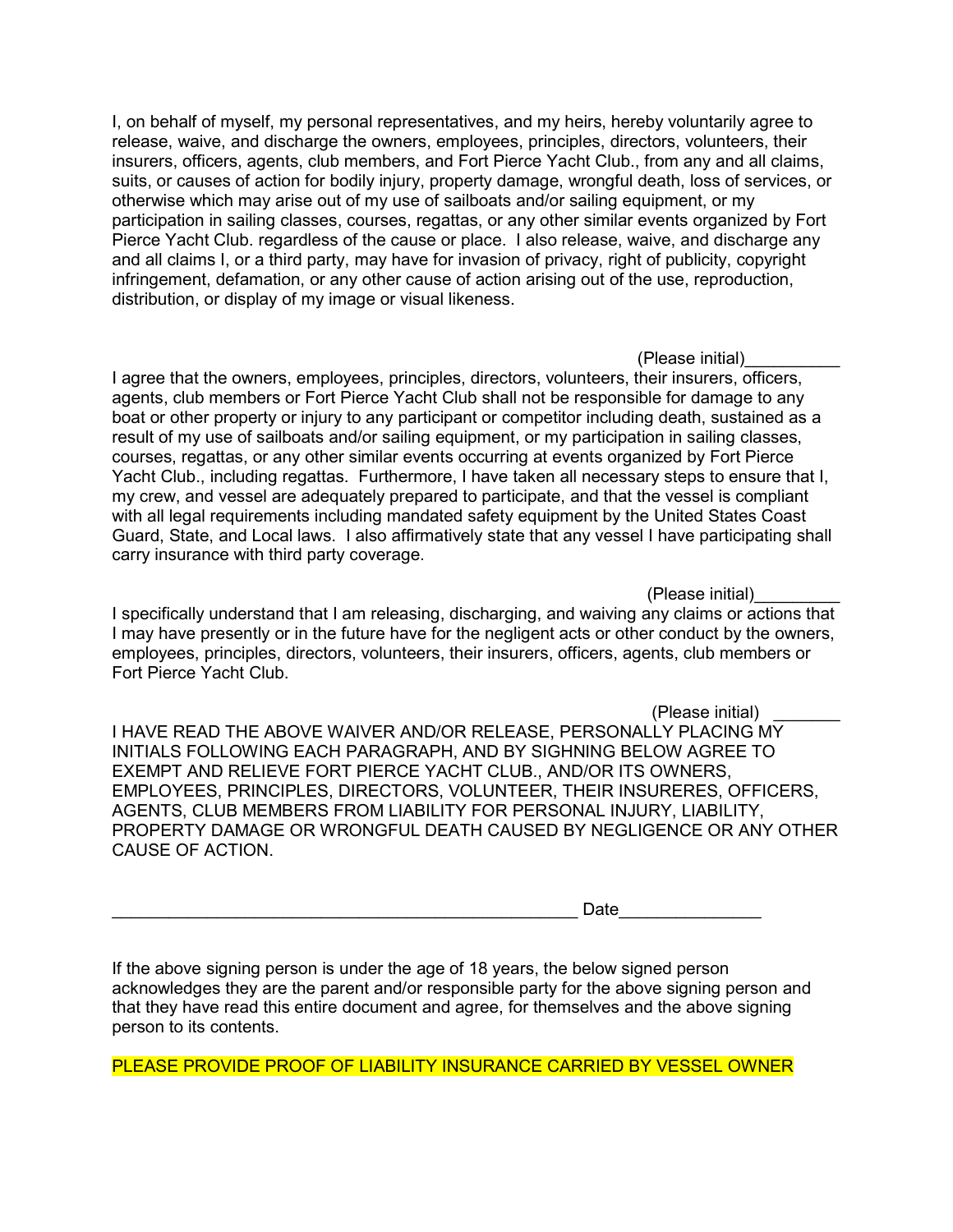I, on behalf of myself, my personal representatives, and my heirs, hereby voluntarily agree to release, waive, and discharge the owners, employees, principles, directors, volunteers, their insurers, officers, agents, club members, and Fort Pierce Yacht Club., from any and all claims, suits, or causes of action for bodily injury, property damage, wrongful death, loss of services, or otherwise which may arise out of my use of sailboats and/or sailing equipment, or my participation in sailing classes, courses, regattas, or any other similar events organized by Fort Pierce Yacht Club. regardless of the cause or place. I also release, waive, and discharge any and all claims I, or a third party, may have for invasion of privacy, right of publicity, copyright infringement, defamation, or any other cause of action arising out of the use, reproduction, distribution, or display of my image or visual likeness.

(Please initial)__________

I agree that the owners, employees, principles, directors, volunteers, their insurers, officers, agents, club members or Fort Pierce Yacht Club shall not be responsible for damage to any boat or other property or injury to any participant or competitor including death, sustained as a result of my use of sailboats and/or sailing equipment, or my participation in sailing classes, courses, regattas, or any other similar events occurring at events organized by Fort Pierce Yacht Club., including regattas. Furthermore, I have taken all necessary steps to ensure that I, my crew, and vessel are adequately prepared to participate, and that the vessel is compliant with all legal requirements including mandated safety equipment by the United States Coast Guard, State, and Local laws. I also affirmatively state that any vessel I have participating shall carry insurance with third party coverage.

(Please initial)_________

I specifically understand that I am releasing, discharging, and waiving any claims or actions that I may have presently or in the future have for the negligent acts or other conduct by the owners, employees, principles, directors, volunteers, their insurers, officers, agents, club members or Fort Pierce Yacht Club.

(Please initial) _______

I HAVE READ THE ABOVE WAIVER AND/OR RELEASE, PERSONALLY PLACING MY INITIALS FOLLOWING EACH PARAGRAPH, AND BY SIGHNING BELOW AGREE TO EXEMPT AND RELIEVE FORT PIERCE YACHT CLUB., AND/OR ITS OWNERS, EMPLOYEES, PRINCIPLES, DIRECTORS, VOLUNTEER, THEIR INSUREES, OFFICERS, AGENTS, CLUB MEMBERS FROM LIABILITY FOR PERSONAL INJURY, LIABILITY, PROPERTY DAMAGE OR WRONGFUL DEATH CAUSED BY NEGLIGENCE OR ANY OTHER CAUSE OF ACTION.

__________________________________________________ Date_______________

If the above signing person is under the age of 18 years, the below signed person acknowledges they are the parent and/or responsible party for the above signing person and that they have read this entire document and agree, for themselves and the above signing person to its contents.

PLEASE PROVIDE PROOF OF LIABILITY INSURANCE CARRIED BY VESSEL OWNER